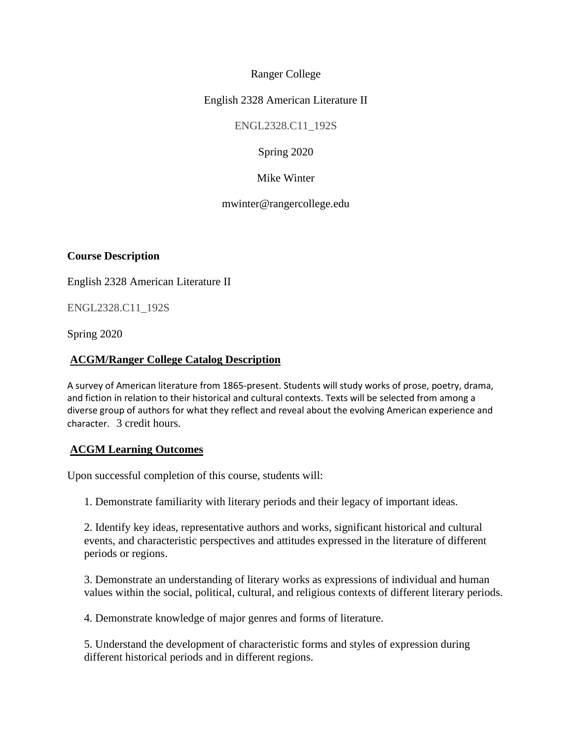Ranger College

English 2328 American Literature II

ENGL2328.C11_192S

Spring 2020

Mike Winter

mwinter@rangercollege.edu

**Course Description**

English 2328 American Literature II

ENGL2328.C11_192S

Spring 2020

**ACGM/Ranger College Catalog Description**

A survey of American literature from 1865-present. Students will study works of prose, poetry, drama, and fiction in relation to their historical and cultural contexts. Texts will be selected from among a diverse group of authors for what they reflect and reveal about the evolving American experience and character. 3 credit hours.

**ACGM Learning Outcomes**

Upon successful completion of this course, students will:

1. Demonstrate familiarity with literary periods and their legacy of important ideas.

2. Identify key ideas, representative authors and works, significant historical and cultural events, and characteristic perspectives and attitudes expressed in the literature of different periods or regions.

3. Demonstrate an understanding of literary works as expressions of individual and human values within the social, political, cultural, and religious contexts of different literary periods.

4. Demonstrate knowledge of major genres and forms of literature.

5. Understand the development of characteristic forms and styles of expression during different historical periods and in different regions.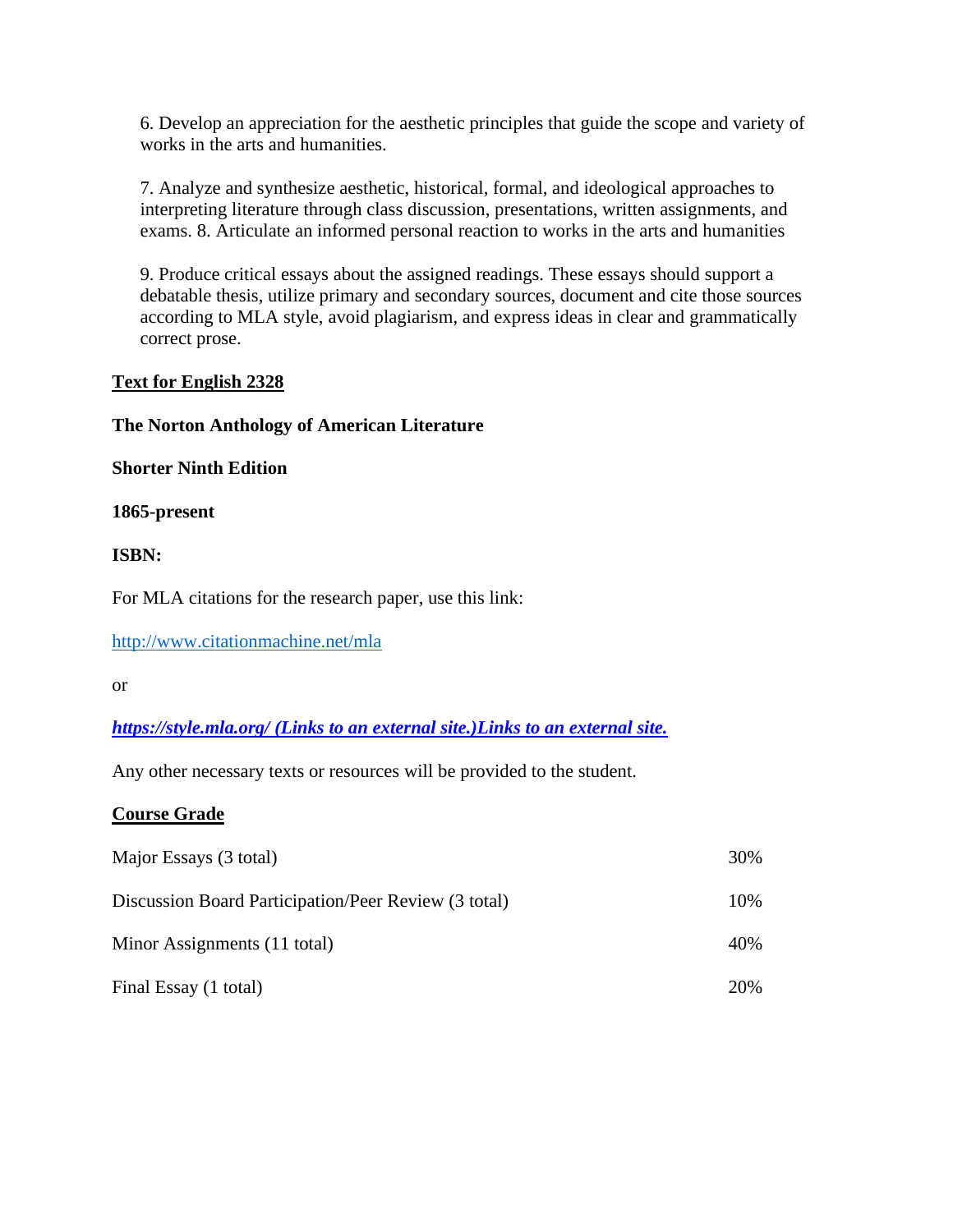6. Develop an appreciation for the aesthetic principles that guide the scope and variety of works in the arts and humanities.

7. Analyze and synthesize aesthetic, historical, formal, and ideological approaches to interpreting literature through class discussion, presentations, written assignments, and exams. 8. Articulate an informed personal reaction to works in the arts and humanities

9. Produce critical essays about the assigned readings. These essays should support a debatable thesis, utilize primary and secondary sources, document and cite those sources according to MLA style, avoid plagiarism, and express ideas in clear and grammatically correct prose.

**Text for English 2328**

**The Norton Anthology of American Literature**

**Shorter Ninth Edition**

**1865-present**

**ISBN:**

For MLA citations for the research paper, use this link:

http://www.citationmachine.net/mla

or

***https://style.mla.org/ (Links to an external site.)Links to an external site.***

Any other necessary texts or resources will be provided to the student.

**Course Grade**

| | |
|---|---|
| Major Essays (3 total) | 30% |
| Discussion Board Participation/Peer Review (3 total) | 10% |
| Minor Assignments (11 total) | 40% |
| Final Essay (1 total) | 20% |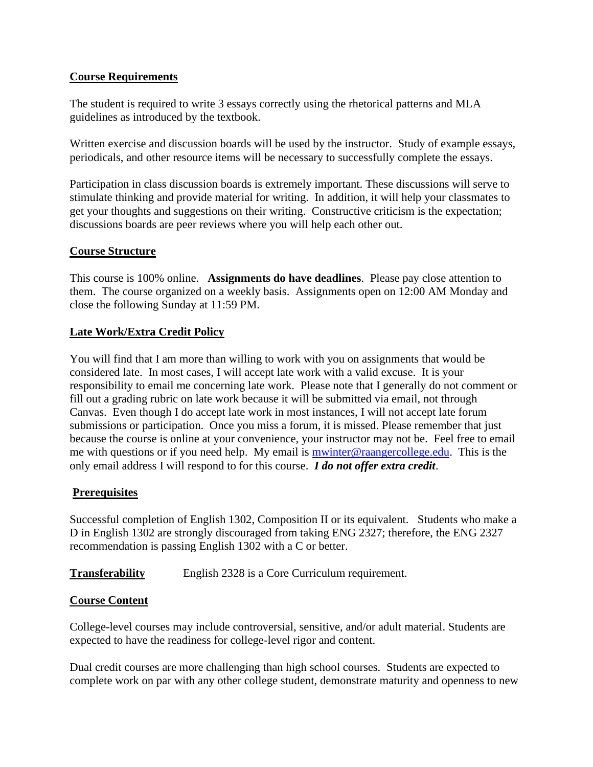**Course Requirements**

The student is required to write 3 essays correctly using the rhetorical patterns and MLA guidelines as introduced by the textbook.

Written exercise and discussion boards will be used by the instructor. Study of example essays, periodicals, and other resource items will be necessary to successfully complete the essays.

Participation in class discussion boards is extremely important. These discussions will serve to stimulate thinking and provide material for writing. In addition, it will help your classmates to get your thoughts and suggestions on their writing. Constructive criticism is the expectation; discussions boards are peer reviews where you will help each other out.

**Course Structure**

This course is 100% online. **Assignments do have deadlines**. Please pay close attention to them. The course organized on a weekly basis. Assignments open on 12:00 AM Monday and close the following Sunday at 11:59 PM.

**Late Work/Extra Credit Policy**

You will find that I am more than willing to work with you on assignments that would be considered late. In most cases, I will accept late work with a valid excuse. It is your responsibility to email me concerning late work. Please note that I generally do not comment or fill out a grading rubric on late work because it will be submitted via email, not through Canvas. Even though I do accept late work in most instances, I will not accept late forum submissions or participation. Once you miss a forum, it is missed. Please remember that just because the course is online at your convenience, your instructor may not be. Feel free to email me with questions or if you need help. My email is mwinter@raangercollege.edu. This is the only email address I will respond to for this course. ***I do not offer extra credit***.

**Prerequisites**

Successful completion of English 1302, Composition II or its equivalent. Students who make a D in English 1302 are strongly discouraged from taking ENG 2327; therefore, the ENG 2327 recommendation is passing English 1302 with a C or better.

**Transferability** English 2328 is a Core Curriculum requirement.

**Course Content**

College-level courses may include controversial, sensitive, and/or adult material. Students are expected to have the readiness for college-level rigor and content.

Dual credit courses are more challenging than high school courses. Students are expected to complete work on par with any other college student, demonstrate maturity and openness to new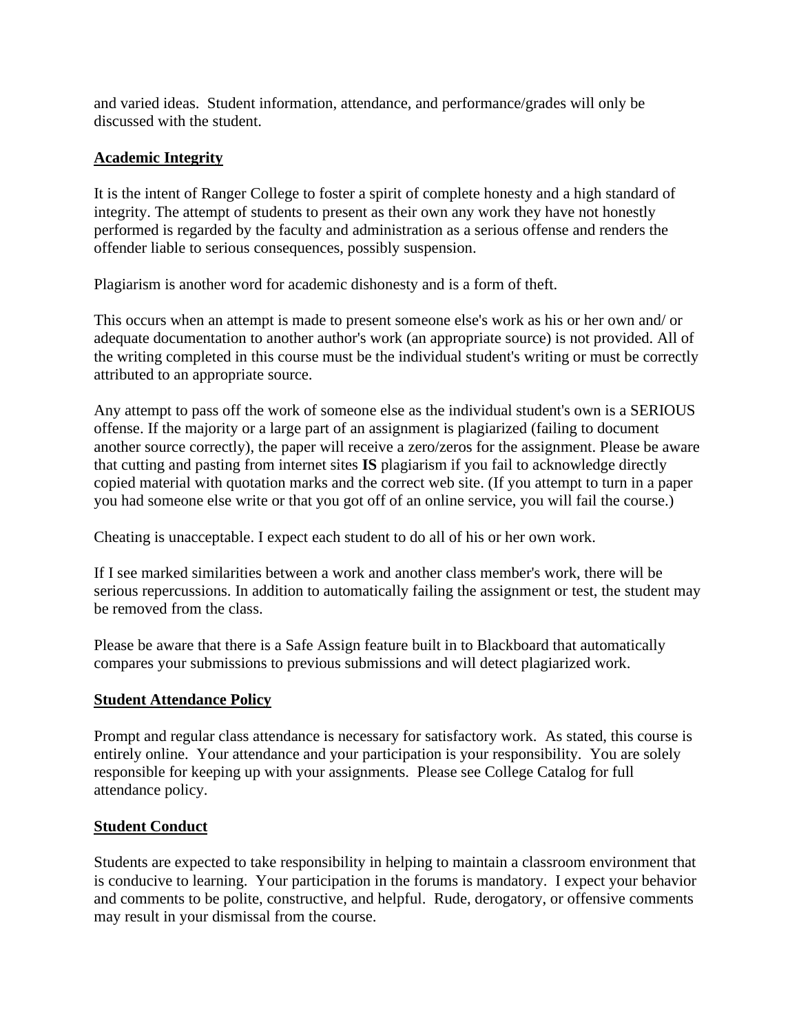and varied ideas.  Student information, attendance, and performance/grades will only be discussed with the student.

**Academic Integrity**

It is the intent of Ranger College to foster a spirit of complete honesty and a high standard of integrity. The attempt of students to present as their own any work they have not honestly performed is regarded by the faculty and administration as a serious offense and renders the offender liable to serious consequences, possibly suspension.

Plagiarism is another word for academic dishonesty and is a form of theft.

This occurs when an attempt is made to present someone else's work as his or her own and/ or adequate documentation to another author's work (an appropriate source) is not provided. All of the writing completed in this course must be the individual student's writing or must be correctly attributed to an appropriate source.

Any attempt to pass off the work of someone else as the individual student's own is a SERIOUS offense. If the majority or a large part of an assignment is plagiarized (failing to document another source correctly), the paper will receive a zero/zeros for the assignment. Please be aware that cutting and pasting from internet sites **IS** plagiarism if you fail to acknowledge directly copied material with quotation marks and the correct web site. (If you attempt to turn in a paper you had someone else write or that you got off of an online service, you will fail the course.)

Cheating is unacceptable. I expect each student to do all of his or her own work.

If I see marked similarities between a work and another class member's work, there will be serious repercussions. In addition to automatically failing the assignment or test, the student may be removed from the class.

Please be aware that there is a Safe Assign feature built in to Blackboard that automatically compares your submissions to previous submissions and will detect plagiarized work.

**Student Attendance Policy**

Prompt and regular class attendance is necessary for satisfactory work.  As stated, this course is entirely online.  Your attendance and your participation is your responsibility.  You are solely responsible for keeping up with your assignments.  Please see College Catalog for full attendance policy.

**Student Conduct**

Students are expected to take responsibility in helping to maintain a classroom environment that is conducive to learning.  Your participation in the forums is mandatory.  I expect your behavior and comments to be polite, constructive, and helpful.  Rude, derogatory, or offensive comments may result in your dismissal from the course.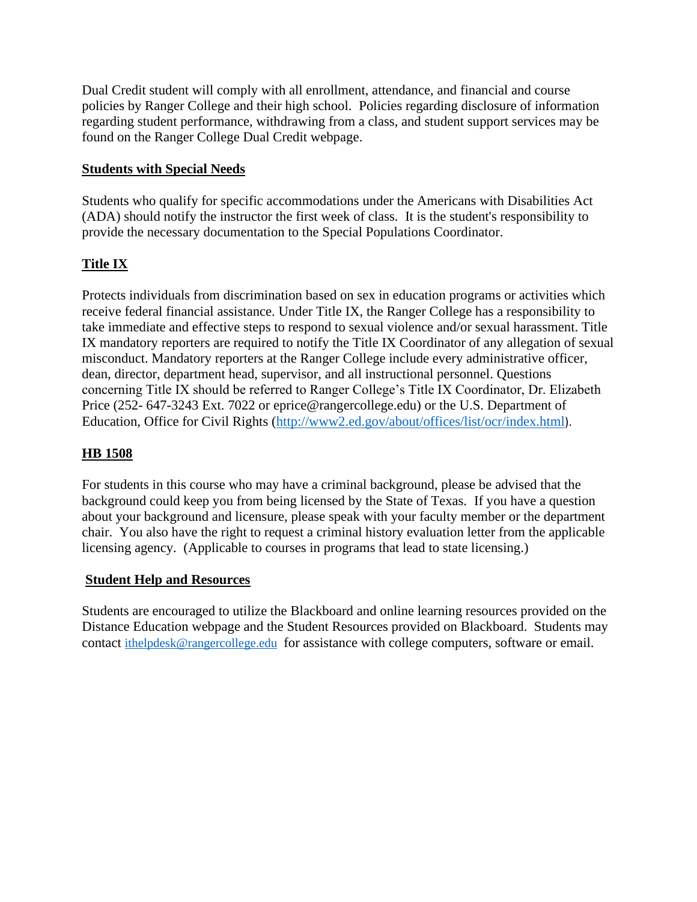Dual Credit student will comply with all enrollment, attendance, and financial and course policies by Ranger College and their high school. Policies regarding disclosure of information regarding student performance, withdrawing from a class, and student support services may be found on the Ranger College Dual Credit webpage.

## Students with Special Needs

Students who qualify for specific accommodations under the Americans with Disabilities Act (ADA) should notify the instructor the first week of class. It is the student's responsibility to provide the necessary documentation to the Special Populations Coordinator.

## Title IX

Protects individuals from discrimination based on sex in education programs or activities which receive federal financial assistance. Under Title IX, the Ranger College has a responsibility to take immediate and effective steps to respond to sexual violence and/or sexual harassment. Title IX mandatory reporters are required to notify the Title IX Coordinator of any allegation of sexual misconduct. Mandatory reporters at the Ranger College include every administrative officer, dean, director, department head, supervisor, and all instructional personnel. Questions concerning Title IX should be referred to Ranger College's Title IX Coordinator, Dr. Elizabeth Price (252- 647-3243 Ext. 7022 or eprice@rangercollege.edu) or the U.S. Department of Education, Office for Civil Rights (http://www2.ed.gov/about/offices/list/ocr/index.html).

## HB 1508

For students in this course who may have a criminal background, please be advised that the background could keep you from being licensed by the State of Texas. If you have a question about your background and licensure, please speak with your faculty member or the department chair. You also have the right to request a criminal history evaluation letter from the applicable licensing agency. (Applicable to courses in programs that lead to state licensing.)

## Student Help and Resources

Students are encouraged to utilize the Blackboard and online learning resources provided on the Distance Education webpage and the Student Resources provided on Blackboard. Students may contact ithelpdesk@rangercollege.edu for assistance with college computers, software or email.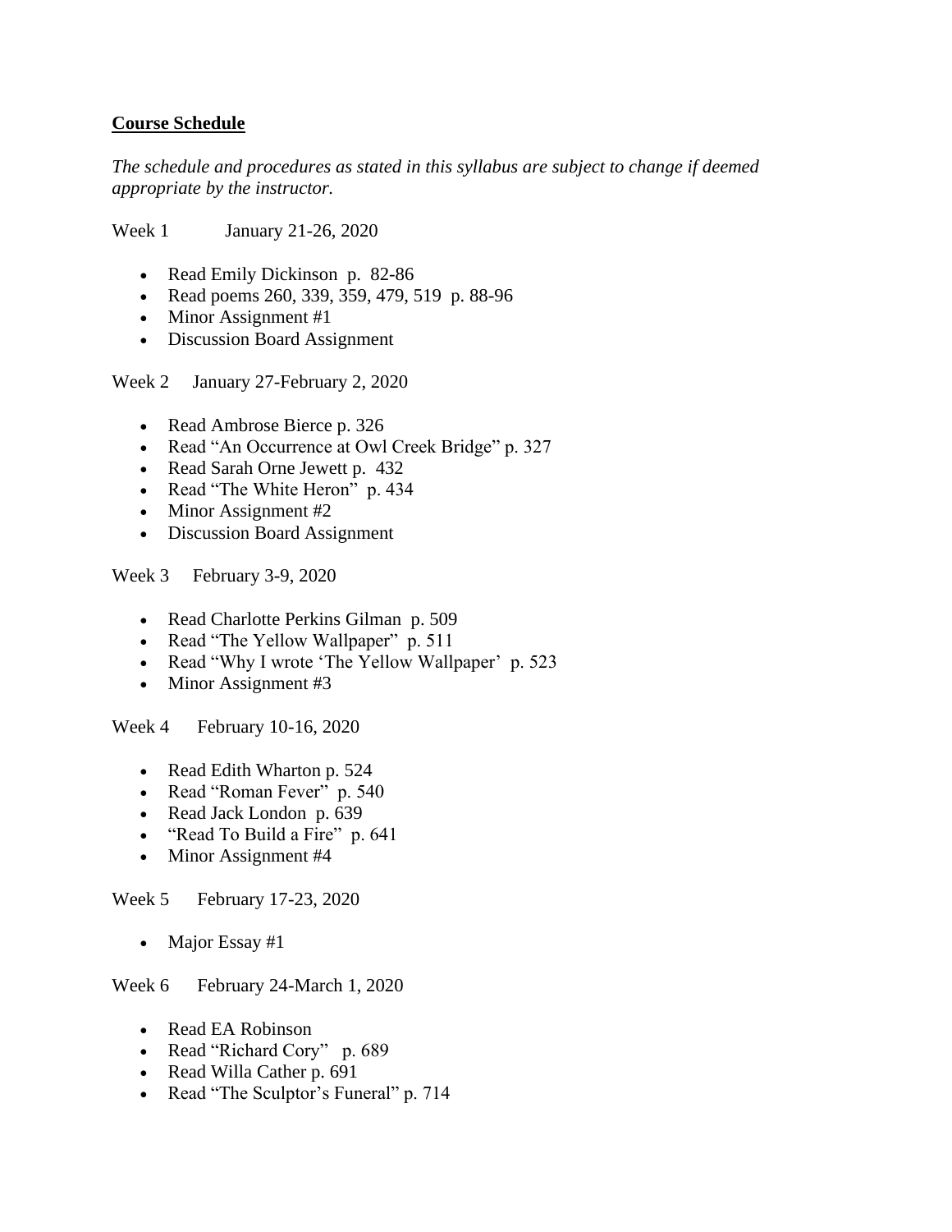**Course Schedule**

*The schedule and procedures as stated in this syllabus are subject to change if deemed appropriate by the instructor.*

Week 1 January 21-26, 2020

- Read Emily Dickinson p. 82-86
- Read poems 260, 339, 359, 479, 519 p. 88-96
- Minor Assignment #1
- Discussion Board Assignment

Week 2 January 27-February 2, 2020

- Read Ambrose Bierce p. 326
- Read "An Occurrence at Owl Creek Bridge" p. 327
- Read Sarah Orne Jewett p. 432
- Read "The White Heron" p. 434
- Minor Assignment #2
- Discussion Board Assignment

Week 3 February 3-9, 2020

- Read Charlotte Perkins Gilman p. 509
- Read "The Yellow Wallpaper" p. 511
- Read "Why I wrote 'The Yellow Wallpaper' p. 523
- Minor Assignment #3

Week 4 February 10-16, 2020

- Read Edith Wharton p. 524
- Read "Roman Fever" p. 540
- Read Jack London p. 639
- "Read To Build a Fire" p. 641
- Minor Assignment #4

Week 5 February 17-23, 2020

- Major Essay #1

Week 6 February 24-March 1, 2020

- Read EA Robinson
- Read "Richard Cory" p. 689
- Read Willa Cather p. 691
- Read "The Sculptor's Funeral" p. 714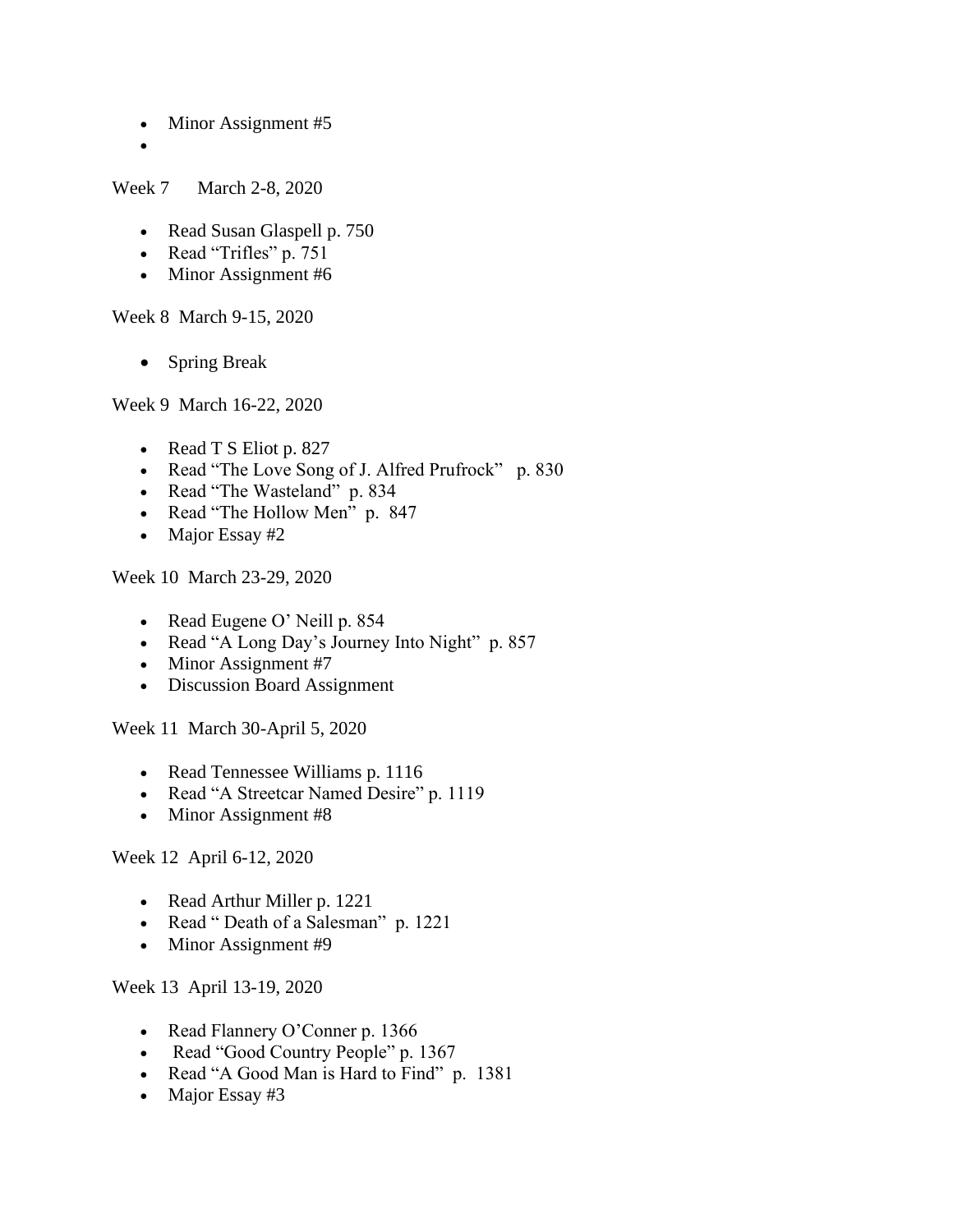- Minor Assignment #5
-

Week 7 March 2-8, 2020

- Read Susan Glaspell p. 750
- Read "Trifles" p. 751
- Minor Assignment #6

Week 8 March 9-15, 2020

- Spring Break

Week 9 March 16-22, 2020

- Read T S Eliot p. 827
- Read "The Love Song of J. Alfred Prufrock" p. 830
- Read "The Wasteland" p. 834
- Read "The Hollow Men" p. 847
- Major Essay #2

Week 10 March 23-29, 2020

- Read Eugene O' Neill p. 854
- Read "A Long Day's Journey Into Night" p. 857
- Minor Assignment #7
- Discussion Board Assignment

Week 11 March 30-April 5, 2020

- Read Tennessee Williams p. 1116
- Read "A Streetcar Named Desire" p. 1119
- Minor Assignment #8

Week 12 April 6-12, 2020

- Read Arthur Miller p. 1221
- Read " Death of a Salesman" p. 1221
- Minor Assignment #9

Week 13 April 13-19, 2020

- Read Flannery O'Conner p. 1366
- Read "Good Country People" p. 1367
- Read "A Good Man is Hard to Find" p. 1381
- Major Essay #3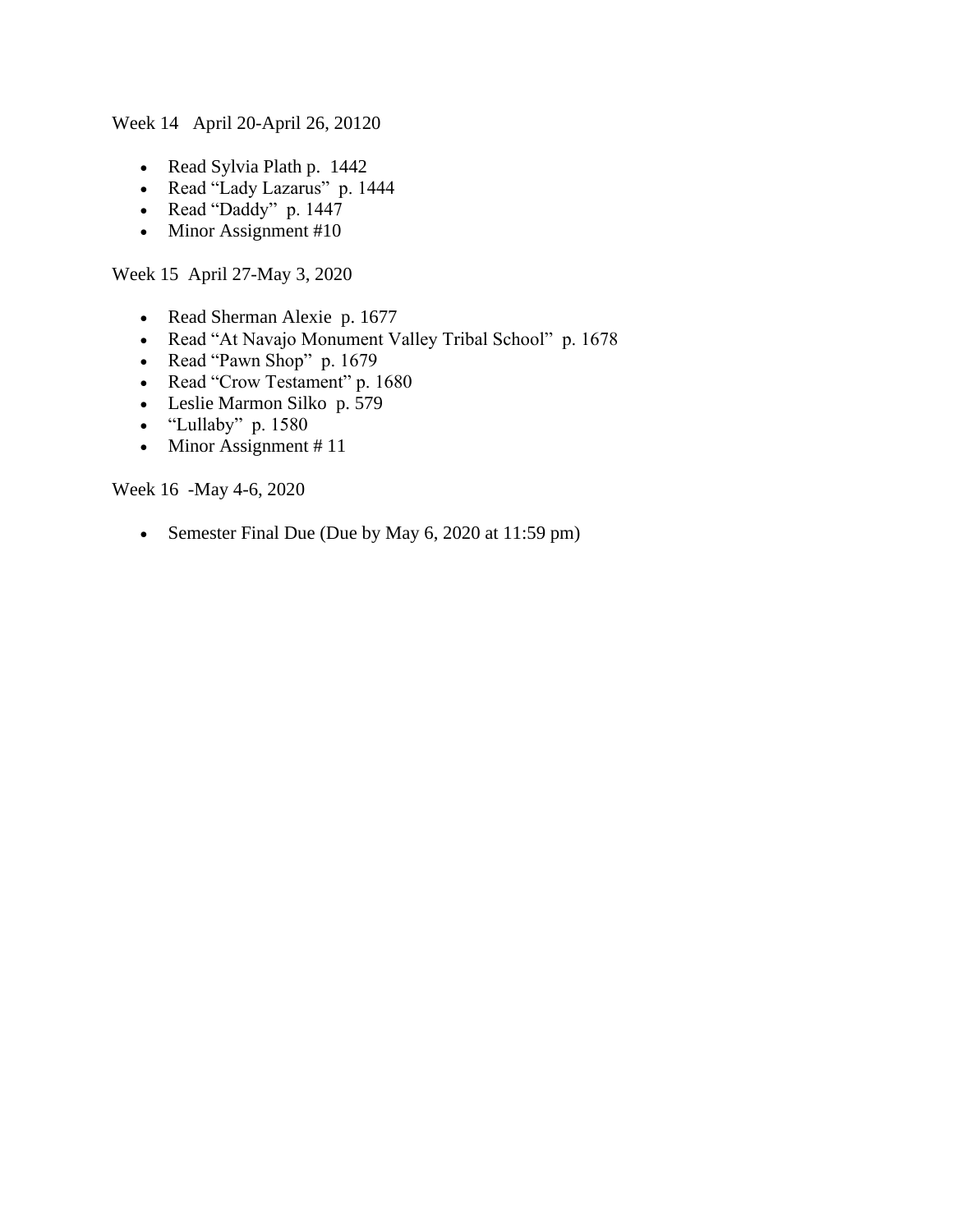Week 14 April 20-April 26, 20120

- Read Sylvia Plath p. 1442
- Read "Lady Lazarus" p. 1444
- Read "Daddy" p. 1447
- Minor Assignment #10

Week 15 April 27-May 3, 2020

- Read Sherman Alexie p. 1677
- Read "At Navajo Monument Valley Tribal School" p. 1678
- Read "Pawn Shop" p. 1679
- Read "Crow Testament" p. 1680
- Leslie Marmon Silko p. 579
- "Lullaby" p. 1580
- Minor Assignment # 11

Week 16 -May 4-6, 2020

- Semester Final Due (Due by May 6, 2020 at 11:59 pm)